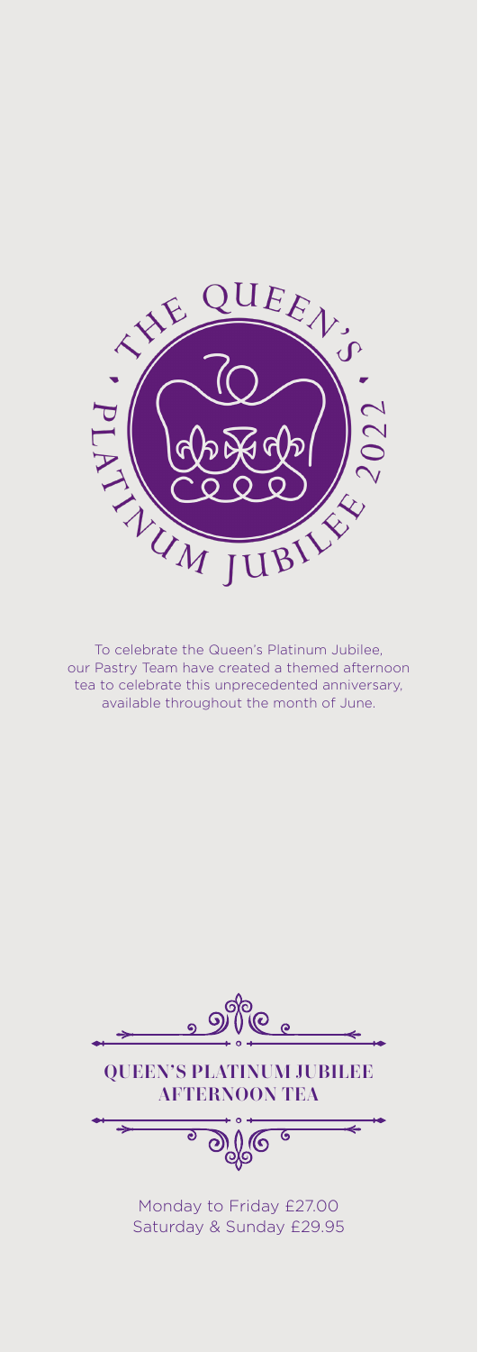THE QUEEN'S PLATINUM JUBILEE 2022

To celebrate the Queen's Platinum Jubilee, our Pastry Team have created a themed afternoon tea to celebrate this unprecedented anniversary, available throughout the month of June.

## QUEEN'S PLATINUM JUBILEE AFTERNOON TEA

Monday to Friday £27.00
Saturday & Sunday £29.95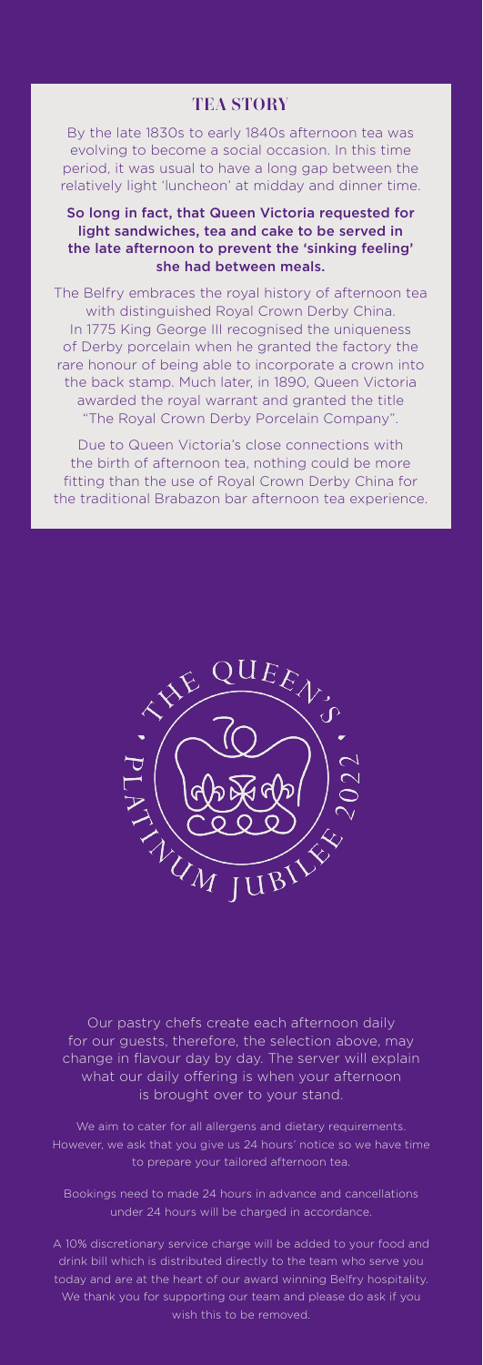## TEA STORY

By the late 1830s to early 1840s afternoon tea was evolving to become a social occasion. In this time period, it was usual to have a long gap between the relatively light 'luncheon' at midday and dinner time.

**So long in fact, that Queen Victoria requested for light sandwiches, tea and cake to be served in the late afternoon to prevent the 'sinking feeling' she had between meals.**

The Belfry embraces the royal history of afternoon tea with distinguished Royal Crown Derby China. In 1775 King George III recognised the uniqueness of Derby porcelain when he granted the factory the rare honour of being able to incorporate a crown into the back stamp. Much later, in 1890, Queen Victoria awarded the royal warrant and granted the title "The Royal Crown Derby Porcelain Company".

Due to Queen Victoria's close connections with the birth of afternoon tea, nothing could be more fitting than the use of Royal Crown Derby China for the traditional Brabazon bar afternoon tea experience.

THE QUEEN'S PLATINUM JUBILEE 2022

Our pastry chefs create each afternoon daily for our guests, therefore, the selection above, may change in flavour day by day. The server will explain what our daily offering is when your afternoon is brought over to your stand.

We aim to cater for all allergens and dietary requirements. However, we ask that you give us 24 hours' notice so we have time to prepare your tailored afternoon tea.

Bookings need to made 24 hours in advance and cancellations under 24 hours will be charged in accordance.

A 10% discretionary service charge will be added to your food and drink bill which is distributed directly to the team who serve you today and are at the heart of our award winning Belfry hospitality. We thank you for supporting our team and please do ask if you wish this to be removed.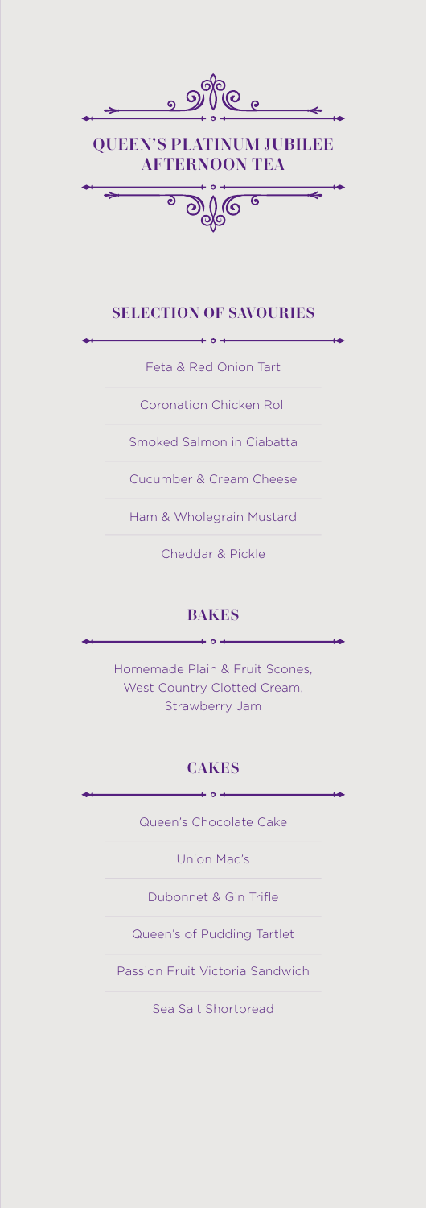# QUEEN'S PLATINUM JUBILEE AFTERNOON TEA

## SELECTION OF SAVOURIES

Feta & Red Onion Tart

Coronation Chicken Roll

Smoked Salmon in Ciabatta

Cucumber & Cream Cheese

Ham & Wholegrain Mustard

Cheddar & Pickle

## BAKES

Homemade Plain & Fruit Scones,
West Country Clotted Cream,
Strawberry Jam

## CAKES

Queen's Chocolate Cake

Union Mac's

Dubonnet & Gin Trifle

Queen's of Pudding Tartlet

Passion Fruit Victoria Sandwich

Sea Salt Shortbread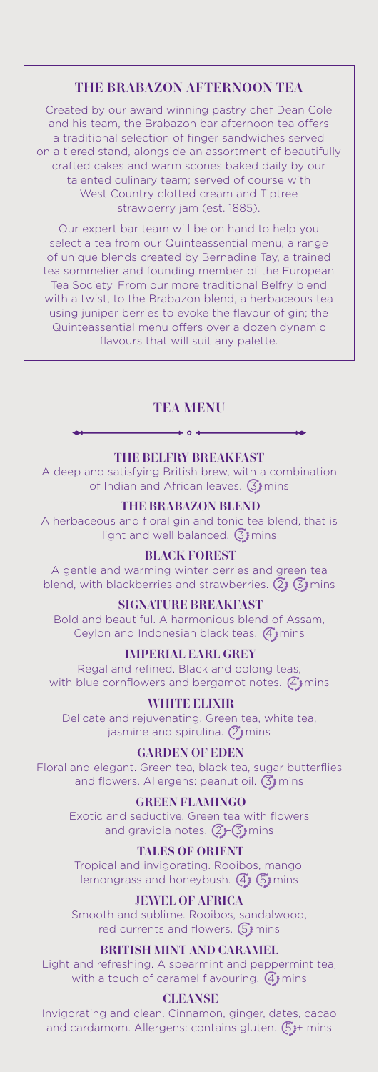## THE BRABAZON AFTERNOON TEA

Created by our award winning pastry chef Dean Cole and his team, the Brabazon bar afternoon tea offers a traditional selection of finger sandwiches served on a tiered stand, alongside an assortment of beautifully crafted cakes and warm scones baked daily by our talented culinary team; served of course with West Country clotted cream and Tiptree strawberry jam (est. 1885).

Our expert bar team will be on hand to help you select a tea from our Quinteassential menu, a range of unique blends created by Bernadine Tay, a trained tea sommelier and founding member of the European Tea Society. From our more traditional Belfry blend with a twist, to the Brabazon blend, a herbaceous tea using juniper berries to evoke the flavour of gin; the Quinteassential menu offers over a dozen dynamic flavours that will suit any palette.

## TEA MENU

### THE BELFRY BREAKFAST

A deep and satisfying British brew, with a combination of Indian and African leaves. 3 mins

### THE BRABAZON BLEND

A herbaceous and floral gin and tonic tea blend, that is light and well balanced. 3 mins

### BLACK FOREST

A gentle and warming winter berries and green tea blend, with blackberries and strawberries. 2-3 mins

### SIGNATURE BREAKFAST

Bold and beautiful. A harmonious blend of Assam, Ceylon and Indonesian black teas. 4 mins

### IMPERIAL EARL GREY

Regal and refined. Black and oolong teas, with blue cornflowers and bergamot notes. 4 mins

### WHITE ELIXIR

Delicate and rejuvenating. Green tea, white tea, jasmine and spirulina. 2 mins

### GARDEN OF EDEN

Floral and elegant. Green tea, black tea, sugar butterflies and flowers. Allergens: peanut oil. 3 mins

### GREEN FLAMINGO

Exotic and seductive. Green tea with flowers and graviola notes. 2-3 mins

### TALES OF ORIENT

Tropical and invigorating. Rooibos, mango, lemongrass and honeybush. 4-5 mins

### JEWEL OF AFRICA

Smooth and sublime. Rooibos, sandalwood, red currents and flowers. 5 mins

### BRITISH MINT AND CARAMEL

Light and refreshing. A spearmint and peppermint tea, with a touch of caramel flavouring. 4 mins

### CLEANSE

Invigorating and clean. Cinnamon, ginger, dates, cacao and cardamom. Allergens: contains gluten. 5+ mins